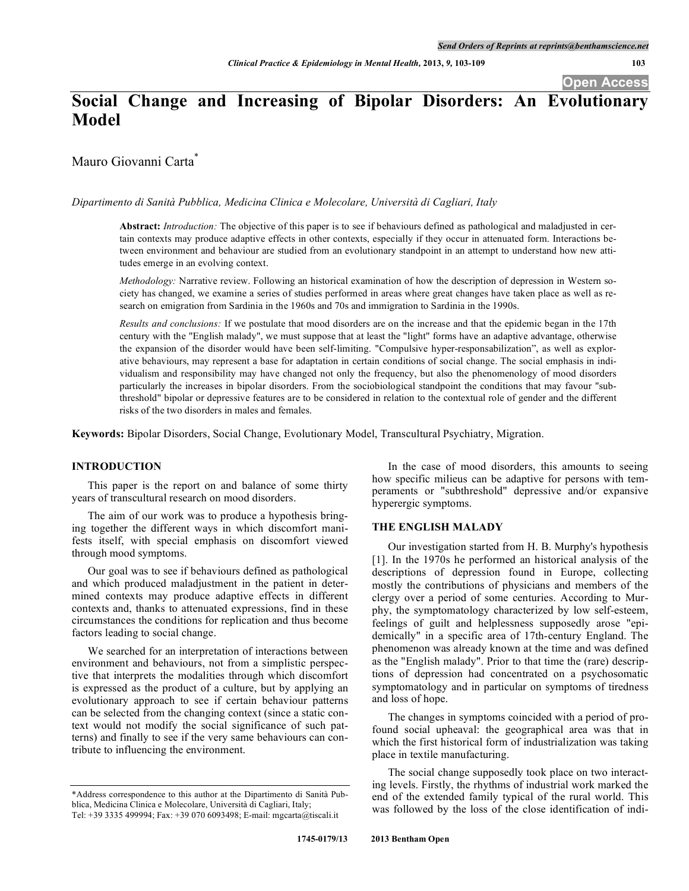# Social Change and Increasing of Bipolar Disorders: An Evolutionary Model

Mauro Giovanni Carta*

*Dipartimento di Sanità Pubblica, Medicina Clinica e Molecolare, Università di Cagliari, Italy*

**Abstract:** *Introduction:* The objective of this paper is to see if behaviours defined as pathological and maladjusted in certain contexts may produce adaptive effects in other contexts, especially if they occur in attenuated form. Interactions between environment and behaviour are studied from an evolutionary standpoint in an attempt to understand how new attitudes emerge in an evolving context.

*Methodology:* Narrative review. Following an historical examination of how the description of depression in Western society has changed, we examine a series of studies performed in areas where great changes have taken place as well as research on emigration from Sardinia in the 1960s and 70s and immigration to Sardinia in the 1990s.

*Results and conclusions:* If we postulate that mood disorders are on the increase and that the epidemic began in the 17th century with the "English malady", we must suppose that at least the "light" forms have an adaptive advantage, otherwise the expansion of the disorder would have been self-limiting. "Compulsive hyper-responsabilization", as well as explorative behaviours, may represent a base for adaptation in certain conditions of social change. The social emphasis in individualism and responsibility may have changed not only the frequency, but also the phenomenology of mood disorders particularly the increases in bipolar disorders. From the sociobiological standpoint the conditions that may favour "subthreshold" bipolar or depressive features are to be considered in relation to the contextual role of gender and the different risks of the two disorders in males and females.

**Keywords:** Bipolar Disorders, Social Change, Evolutionary Model, Transcultural Psychiatry, Migration.

## INTRODUCTION

This paper is the report on and balance of some thirty years of transcultural research on mood disorders.

The aim of our work was to produce a hypothesis bringing together the different ways in which discomfort manifests itself, with special emphasis on discomfort viewed through mood symptoms.

Our goal was to see if behaviours defined as pathological and which produced maladjustment in the patient in determined contexts may produce adaptive effects in different contexts and, thanks to attenuated expressions, find in these circumstances the conditions for replication and thus become factors leading to social change.

We searched for an interpretation of interactions between environment and behaviours, not from a simplistic perspective that interprets the modalities through which discomfort is expressed as the product of a culture, but by applying an evolutionary approach to see if certain behaviour patterns can be selected from the changing context (since a static context would not modify the social significance of such patterns) and finally to see if the very same behaviours can contribute to influencing the environment.

In the case of mood disorders, this amounts to seeing how specific milieus can be adaptive for persons with temperaments or "subthreshold" depressive and/or expansive hyperergic symptoms.

## THE ENGLISH MALADY

Our investigation started from H. B. Murphy's hypothesis [1]. In the 1970s he performed an historical analysis of the descriptions of depression found in Europe, collecting mostly the contributions of physicians and members of the clergy over a period of some centuries. According to Murphy, the symptomatology characterized by low self-esteem, feelings of guilt and helplessness supposedly arose "epidemically" in a specific area of 17th-century England. The phenomenon was already known at the time and was defined as the "English malady". Prior to that time the (rare) descriptions of depression had concentrated on a psychosomatic symptomatology and in particular on symptoms of tiredness and loss of hope.

The changes in symptoms coincided with a period of profound social upheaval: the geographical area was that in which the first historical form of industrialization was taking place in textile manufacturing.

The social change supposedly took place on two interacting levels. Firstly, the rhythms of industrial work marked the end of the extended family typical of the rural world. This was followed by the loss of the close identification of indi-

---

*Address correspondence to this author at the Dipartimento di Sanità Pubblica, Medicina Clinica e Molecolare, Università di Cagliari, Italy; Tel: +39 3335 499994; Fax: +39 070 6093498; E-mail: mgcarta@tiscali.it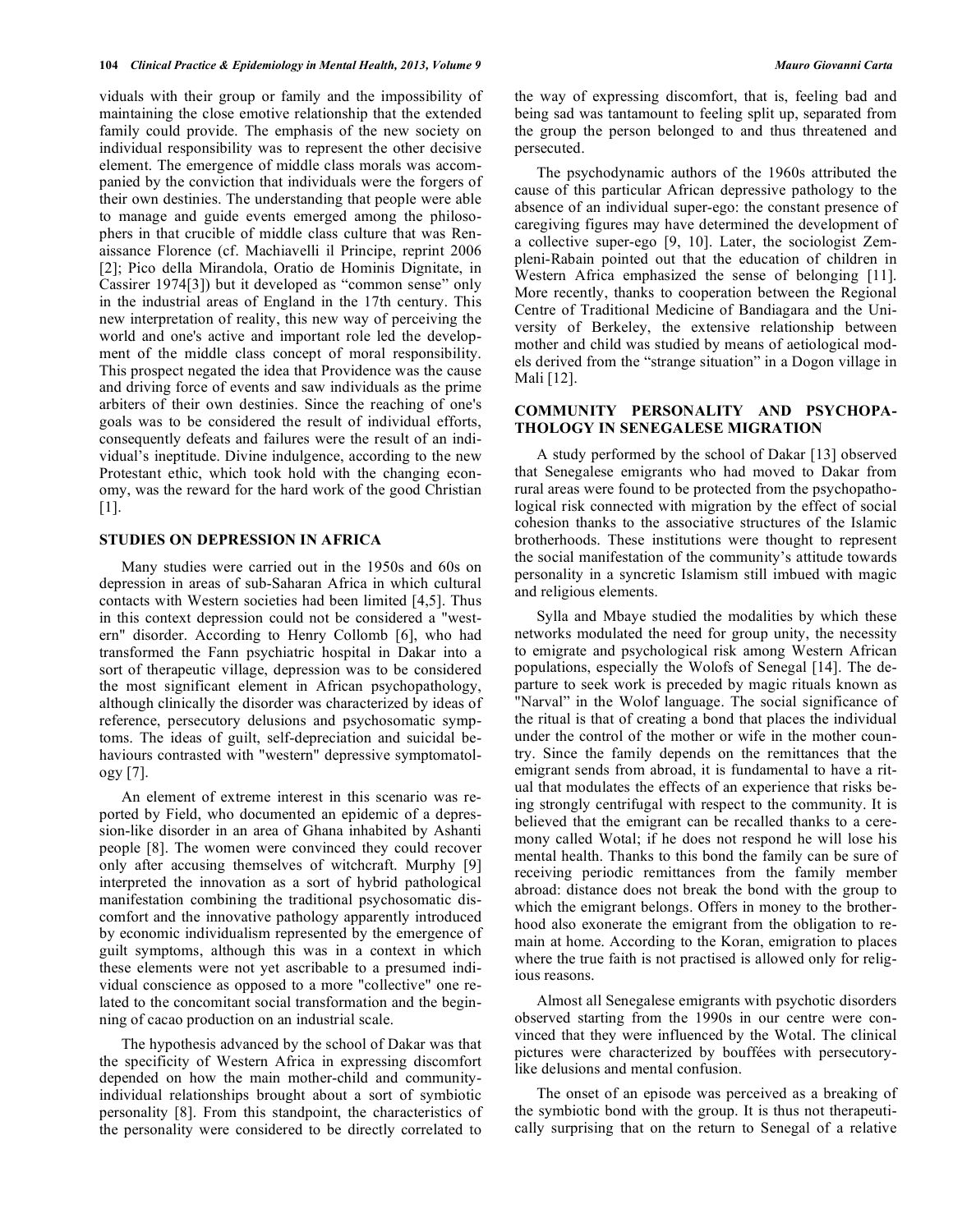viduals with their group or family and the impossibility of maintaining the close emotive relationship that the extended family could provide. The emphasis of the new society on individual responsibility was to represent the other decisive element. The emergence of middle class morals was accompanied by the conviction that individuals were the forgers of their own destinies. The understanding that people were able to manage and guide events emerged among the philosophers in that crucible of middle class culture that was Renaissance Florence (cf. Machiavelli il Principe, reprint 2006 [2]; Pico della Mirandola, Oratio de Hominis Dignitate, in Cassirer 1974[3]) but it developed as "common sense" only in the industrial areas of England in the 17th century. This new interpretation of reality, this new way of perceiving the world and one's active and important role led the development of the middle class concept of moral responsibility. This prospect negated the idea that Providence was the cause and driving force of events and saw individuals as the prime arbiters of their own destinies. Since the reaching of one's goals was to be considered the result of individual efforts, consequently defeats and failures were the result of an individual's ineptitude. Divine indulgence, according to the new Protestant ethic, which took hold with the changing economy, was the reward for the hard work of the good Christian [1].

## STUDIES ON DEPRESSION IN AFRICA

Many studies were carried out in the 1950s and 60s on depression in areas of sub-Saharan Africa in which cultural contacts with Western societies had been limited [4,5]. Thus in this context depression could not be considered a "western" disorder. According to Henry Collomb [6], who had transformed the Fann psychiatric hospital in Dakar into a sort of therapeutic village, depression was to be considered the most significant element in African psychopathology, although clinically the disorder was characterized by ideas of reference, persecutory delusions and psychosomatic symptoms. The ideas of guilt, self-depreciation and suicidal behaviours contrasted with "western" depressive symptomatology [7].

An element of extreme interest in this scenario was reported by Field, who documented an epidemic of a depression-like disorder in an area of Ghana inhabited by Ashanti people [8]. The women were convinced they could recover only after accusing themselves of witchcraft. Murphy [9] interpreted the innovation as a sort of hybrid pathological manifestation combining the traditional psychosomatic discomfort and the innovative pathology apparently introduced by economic individualism represented by the emergence of guilt symptoms, although this was in a context in which these elements were not yet ascribable to a presumed individual conscience as opposed to a more "collective" one related to the concomitant social transformation and the beginning of cacao production on an industrial scale.

The hypothesis advanced by the school of Dakar was that the specificity of Western Africa in expressing discomfort depended on how the main mother-child and community-individual relationships brought about a sort of symbiotic personality [8]. From this standpoint, the characteristics of the personality were considered to be directly correlated to the way of expressing discomfort, that is, feeling bad and being sad was tantamount to feeling split up, separated from the group the person belonged to and thus threatened and persecuted.

The psychodynamic authors of the 1960s attributed the cause of this particular African depressive pathology to the absence of an individual super-ego: the constant presence of caregiving figures may have determined the development of a collective super-ego [9, 10]. Later, the sociologist Zempleni-Rabain pointed out that the education of children in Western Africa emphasized the sense of belonging [11]. More recently, thanks to cooperation between the Regional Centre of Traditional Medicine of Bandiagara and the University of Berkeley, the extensive relationship between mother and child was studied by means of aetiological models derived from the "strange situation" in a Dogon village in Mali [12].

## COMMUNITY PERSONALITY AND PSYCHOPATHOLOGY IN SENEGALESE MIGRATION

A study performed by the school of Dakar [13] observed that Senegalese emigrants who had moved to Dakar from rural areas were found to be protected from the psychopathological risk connected with migration by the effect of social cohesion thanks to the associative structures of the Islamic brotherhoods. These institutions were thought to represent the social manifestation of the community's attitude towards personality in a syncretic Islamism still imbued with magic and religious elements.

Sylla and Mbaye studied the modalities by which these networks modulated the need for group unity, the necessity to emigrate and psychological risk among Western African populations, especially the Wolofs of Senegal [14]. The departure to seek work is preceded by magic rituals known as "Narval" in the Wolof language. The social significance of the ritual is that of creating a bond that places the individual under the control of the mother or wife in the mother country. Since the family depends on the remittances that the emigrant sends from abroad, it is fundamental to have a ritual that modulates the effects of an experience that risks being strongly centrifugal with respect to the community. It is believed that the emigrant can be recalled thanks to a ceremony called Wotal; if he does not respond he will lose his mental health. Thanks to this bond the family can be sure of receiving periodic remittances from the family member abroad: distance does not break the bond with the group to which the emigrant belongs. Offers in money to the brotherhood also exonerate the emigrant from the obligation to remain at home. According to the Koran, emigration to places where the true faith is not practised is allowed only for religious reasons.

Almost all Senegalese emigrants with psychotic disorders observed starting from the 1990s in our centre were convinced that they were influenced by the Wotal. The clinical pictures were characterized by bouffées with persecutory-like delusions and mental confusion.

The onset of an episode was perceived as a breaking of the symbiotic bond with the group. It is thus not therapeutically surprising that on the return to Senegal of a relative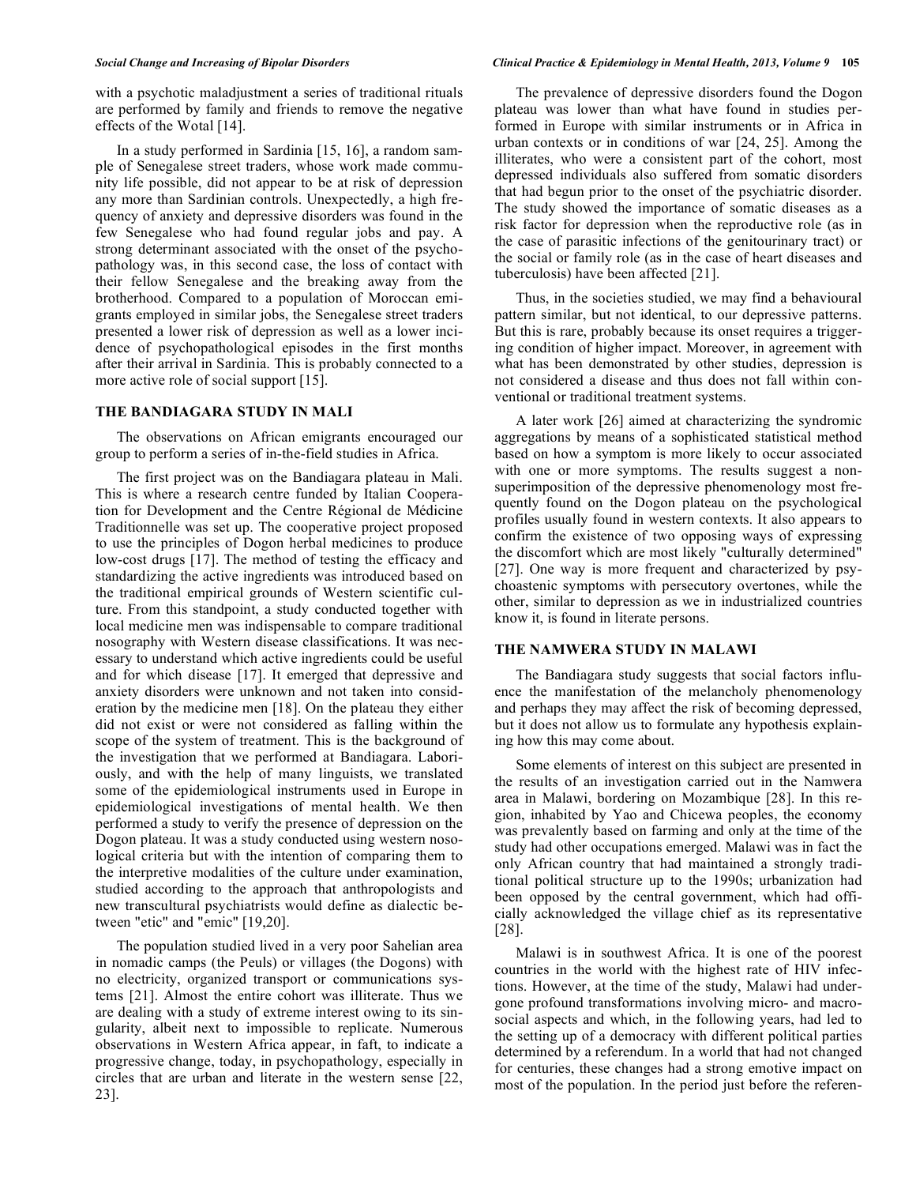with a psychotic maladjustment a series of traditional rituals are performed by family and friends to remove the negative effects of the Wotal [14].

In a study performed in Sardinia [15, 16], a random sample of Senegalese street traders, whose work made community life possible, did not appear to be at risk of depression any more than Sardinian controls. Unexpectedly, a high frequency of anxiety and depressive disorders was found in the few Senegalese who had found regular jobs and pay. A strong determinant associated with the onset of the psychopathology was, in this second case, the loss of contact with their fellow Senegalese and the breaking away from the brotherhood. Compared to a population of Moroccan emigrants employed in similar jobs, the Senegalese street traders presented a lower risk of depression as well as a lower incidence of psychopathological episodes in the first months after their arrival in Sardinia. This is probably connected to a more active role of social support [15].

## THE BANDIAGARA STUDY IN MALI

The observations on African emigrants encouraged our group to perform a series of in-the-field studies in Africa.

The first project was on the Bandiagara plateau in Mali. This is where a research centre funded by Italian Cooperation for Development and the Centre Régional de Médicine Traditionnelle was set up. The cooperative project proposed to use the principles of Dogon herbal medicines to produce low-cost drugs [17]. The method of testing the efficacy and standardizing the active ingredients was introduced based on the traditional empirical grounds of Western scientific culture. From this standpoint, a study conducted together with local medicine men was indispensable to compare traditional nosography with Western disease classifications. It was necessary to understand which active ingredients could be useful and for which disease [17]. It emerged that depressive and anxiety disorders were unknown and not taken into consideration by the medicine men [18]. On the plateau they either did not exist or were not considered as falling within the scope of the system of treatment. This is the background of the investigation that we performed at Bandiagara. Laboriously, and with the help of many linguists, we translated some of the epidemiological instruments used in Europe in epidemiological investigations of mental health. We then performed a study to verify the presence of depression on the Dogon plateau. It was a study conducted using western nosological criteria but with the intention of comparing them to the interpretive modalities of the culture under examination, studied according to the approach that anthropologists and new transcultural psychiatrists would define as dialectic between "etic" and "emic" [19,20].

The population studied lived in a very poor Sahelian area in nomadic camps (the Peuls) or villages (the Dogons) with no electricity, organized transport or communications systems [21]. Almost the entire cohort was illiterate. Thus we are dealing with a study of extreme interest owing to its singularity, albeit next to impossible to replicate. Numerous observations in Western Africa appear, in faft, to indicate a progressive change, today, in psychopathology, especially in circles that are urban and literate in the western sense [22, 23].

The prevalence of depressive disorders found the Dogon plateau was lower than what have found in studies performed in Europe with similar instruments or in Africa in urban contexts or in conditions of war [24, 25]. Among the illiterates, who were a consistent part of the cohort, most depressed individuals also suffered from somatic disorders that had begun prior to the onset of the psychiatric disorder. The study showed the importance of somatic diseases as a risk factor for depression when the reproductive role (as in the case of parasitic infections of the genitourinary tract) or the social or family role (as in the case of heart diseases and tuberculosis) have been affected [21].

Thus, in the societies studied, we may find a behavioural pattern similar, but not identical, to our depressive patterns. But this is rare, probably because its onset requires a triggering condition of higher impact. Moreover, in agreement with what has been demonstrated by other studies, depression is not considered a disease and thus does not fall within conventional or traditional treatment systems.

A later work [26] aimed at characterizing the syndromic aggregations by means of a sophisticated statistical method based on how a symptom is more likely to occur associated with one or more symptoms. The results suggest a non-superimposition of the depressive phenomenology most frequently found on the Dogon plateau on the psychological profiles usually found in western contexts. It also appears to confirm the existence of two opposing ways of expressing the discomfort which are most likely "culturally determined" [27]. One way is more frequent and characterized by psychoastenic symptoms with persecutory overtones, while the other, similar to depression as we in industrialized countries know it, is found in literate persons.

## THE NAMWERA STUDY IN MALAWI

The Bandiagara study suggests that social factors influence the manifestation of the melancholy phenomenology and perhaps they may affect the risk of becoming depressed, but it does not allow us to formulate any hypothesis explaining how this may come about.

Some elements of interest on this subject are presented in the results of an investigation carried out in the Namwera area in Malawi, bordering on Mozambique [28]. In this region, inhabited by Yao and Chicewa peoples, the economy was prevalently based on farming and only at the time of the study had other occupations emerged. Malawi was in fact the only African country that had maintained a strongly traditional political structure up to the 1990s; urbanization had been opposed by the central government, which had officially acknowledged the village chief as its representative [28].

Malawi is in southwest Africa. It is one of the poorest countries in the world with the highest rate of HIV infections. However, at the time of the study, Malawi had undergone profound transformations involving micro- and macro-social aspects and which, in the following years, had led to the setting up of a democracy with different political parties determined by a referendum. In a world that had not changed for centuries, these changes had a strong emotive impact on most of the population. In the period just before the referen-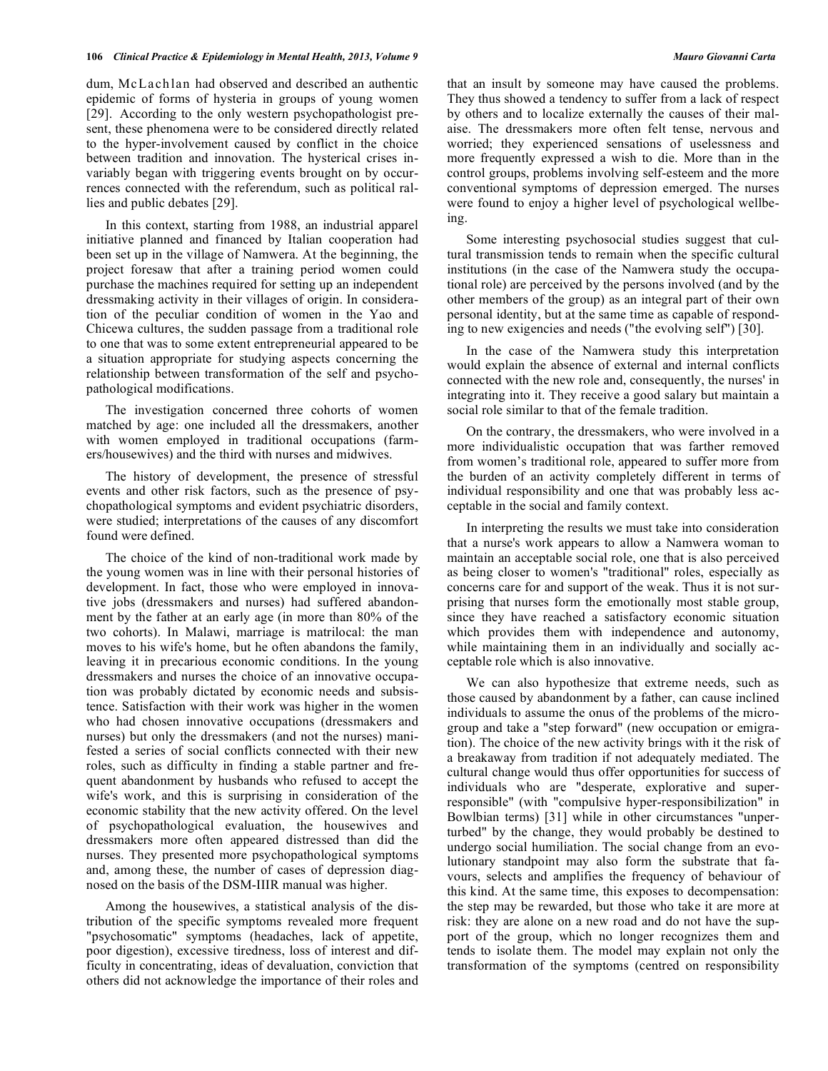dum, McLachlan had observed and described an authentic epidemic of forms of hysteria in groups of young women [29]. According to the only western psychopathologist present, these phenomena were to be considered directly related to the hyper-involvement caused by conflict in the choice between tradition and innovation. The hysterical crises invariably began with triggering events brought on by occurrences connected with the referendum, such as political rallies and public debates [29].

In this context, starting from 1988, an industrial apparel initiative planned and financed by Italian cooperation had been set up in the village of Namwera. At the beginning, the project foresaw that after a training period women could purchase the machines required for setting up an independent dressmaking activity in their villages of origin. In consideration of the peculiar condition of women in the Yao and Chicewa cultures, the sudden passage from a traditional role to one that was to some extent entrepreneurial appeared to be a situation appropriate for studying aspects concerning the relationship between transformation of the self and psychopathological modifications.

The investigation concerned three cohorts of women matched by age: one included all the dressmakers, another with women employed in traditional occupations (farmers/housewives) and the third with nurses and midwives.

The history of development, the presence of stressful events and other risk factors, such as the presence of psychopathological symptoms and evident psychiatric disorders, were studied; interpretations of the causes of any discomfort found were defined.

The choice of the kind of non-traditional work made by the young women was in line with their personal histories of development. In fact, those who were employed in innovative jobs (dressmakers and nurses) had suffered abandonment by the father at an early age (in more than 80% of the two cohorts). In Malawi, marriage is matrilocal: the man moves to his wife's home, but he often abandons the family, leaving it in precarious economic conditions. In the young dressmakers and nurses the choice of an innovative occupation was probably dictated by economic needs and subsistence. Satisfaction with their work was higher in the women who had chosen innovative occupations (dressmakers and nurses) but only the dressmakers (and not the nurses) manifested a series of social conflicts connected with their new roles, such as difficulty in finding a stable partner and frequent abandonment by husbands who refused to accept the wife's work, and this is surprising in consideration of the economic stability that the new activity offered. On the level of psychopathological evaluation, the housewives and dressmakers more often appeared distressed than did the nurses. They presented more psychopathological symptoms and, among these, the number of cases of depression diagnosed on the basis of the DSM-IIIR manual was higher.

Among the housewives, a statistical analysis of the distribution of the specific symptoms revealed more frequent "psychosomatic" symptoms (headaches, lack of appetite, poor digestion), excessive tiredness, loss of interest and difficulty in concentrating, ideas of devaluation, conviction that others did not acknowledge the importance of their roles and that an insult by someone may have caused the problems. They thus showed a tendency to suffer from a lack of respect by others and to localize externally the causes of their malaise. The dressmakers more often felt tense, nervous and worried; they experienced sensations of uselessness and more frequently expressed a wish to die. More than in the control groups, problems involving self-esteem and the more conventional symptoms of depression emerged. The nurses were found to enjoy a higher level of psychological wellbeing.

Some interesting psychosocial studies suggest that cultural transmission tends to remain when the specific cultural institutions (in the case of the Namwera study the occupational role) are perceived by the persons involved (and by the other members of the group) as an integral part of their own personal identity, but at the same time as capable of responding to new exigencies and needs ("the evolving self") [30].

In the case of the Namwera study this interpretation would explain the absence of external and internal conflicts connected with the new role and, consequently, the nurses' in integrating into it. They receive a good salary but maintain a social role similar to that of the female tradition.

On the contrary, the dressmakers, who were involved in a more individualistic occupation that was farther removed from women's traditional role, appeared to suffer more from the burden of an activity completely different in terms of individual responsibility and one that was probably less acceptable in the social and family context.

In interpreting the results we must take into consideration that a nurse's work appears to allow a Namwera woman to maintain an acceptable social role, one that is also perceived as being closer to women's "traditional" roles, especially as concerns care for and support of the weak. Thus it is not surprising that nurses form the emotionally most stable group, since they have reached a satisfactory economic situation which provides them with independence and autonomy, while maintaining them in an individually and socially acceptable role which is also innovative.

We can also hypothesize that extreme needs, such as those caused by abandonment by a father, can cause inclined individuals to assume the onus of the problems of the microgroup and take a "step forward" (new occupation or emigration). The choice of the new activity brings with it the risk of a breakaway from tradition if not adequately mediated. The cultural change would thus offer opportunities for success of individuals who are "desperate, explorative and super-responsible" (with "compulsive hyper-responsibilization" in Bowlbian terms) [31] while in other circumstances "unperturbed" by the change, they would probably be destined to undergo social humiliation. The social change from an evolutionary standpoint may also form the substrate that favours, selects and amplifies the frequency of behaviour of this kind. At the same time, this exposes to decompensation: the step may be rewarded, but those who take it are more at risk: they are alone on a new road and do not have the support of the group, which no longer recognizes them and tends to isolate them. The model may explain not only the transformation of the symptoms (centred on responsibility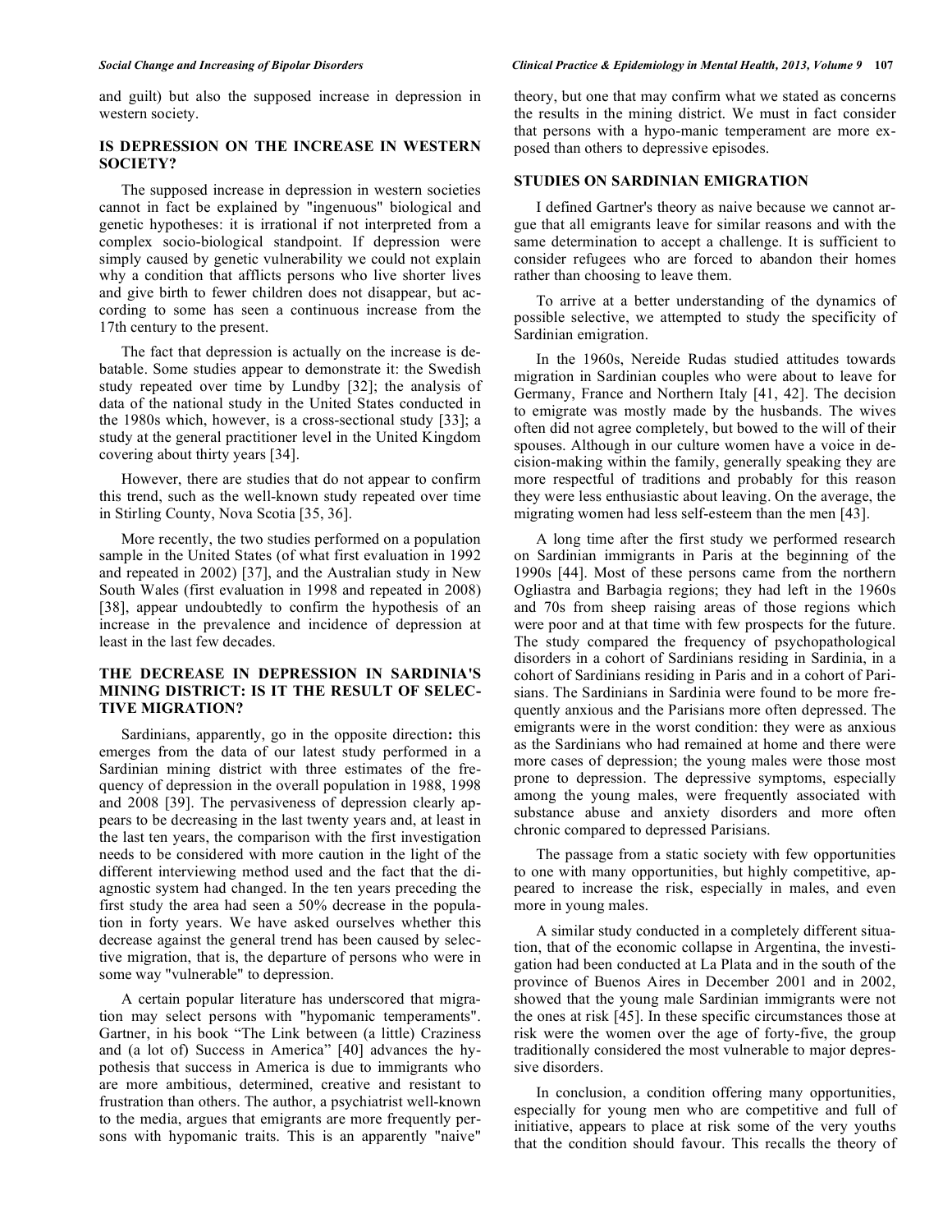and guilt) but also the supposed increase in depression in western society.

## IS DEPRESSION ON THE INCREASE IN WESTERN SOCIETY?

The supposed increase in depression in western societies cannot in fact be explained by "ingenuous" biological and genetic hypotheses: it is irrational if not interpreted from a complex socio-biological standpoint. If depression were simply caused by genetic vulnerability we could not explain why a condition that afflicts persons who live shorter lives and give birth to fewer children does not disappear, but according to some has seen a continuous increase from the 17th century to the present.

The fact that depression is actually on the increase is debatable. Some studies appear to demonstrate it: the Swedish study repeated over time by Lundby [32]; the analysis of data of the national study in the United States conducted in the 1980s which, however, is a cross-sectional study [33]; a study at the general practitioner level in the United Kingdom covering about thirty years [34].

However, there are studies that do not appear to confirm this trend, such as the well-known study repeated over time in Stirling County, Nova Scotia [35, 36].

More recently, the two studies performed on a population sample in the United States (of what first evaluation in 1992 and repeated in 2002) [37], and the Australian study in New South Wales (first evaluation in 1998 and repeated in 2008) [38], appear undoubtedly to confirm the hypothesis of an increase in the prevalence and incidence of depression at least in the last few decades.

## THE DECREASE IN DEPRESSION IN SARDINIA'S MINING DISTRICT: IS IT THE RESULT OF SELECTIVE MIGRATION?

Sardinians, apparently, go in the opposite direction**:** this emerges from the data of our latest study performed in a Sardinian mining district with three estimates of the frequency of depression in the overall population in 1988, 1998 and 2008 [39]. The pervasiveness of depression clearly appears to be decreasing in the last twenty years and, at least in the last ten years, the comparison with the first investigation needs to be considered with more caution in the light of the different interviewing method used and the fact that the diagnostic system had changed. In the ten years preceding the first study the area had seen a 50% decrease in the population in forty years. We have asked ourselves whether this decrease against the general trend has been caused by selective migration, that is, the departure of persons who were in some way "vulnerable" to depression.

A certain popular literature has underscored that migration may select persons with "hypomanic temperaments". Gartner, in his book "The Link between (a little) Craziness and (a lot of) Success in America" [40] advances the hypothesis that success in America is due to immigrants who are more ambitious, determined, creative and resistant to frustration than others. The author, a psychiatrist well-known to the media, argues that emigrants are more frequently persons with hypomanic traits. This is an apparently "naive" theory, but one that may confirm what we stated as concerns the results in the mining district. We must in fact consider that persons with a hypo-manic temperament are more exposed than others to depressive episodes.

## STUDIES ON SARDINIAN EMIGRATION

I defined Gartner's theory as naive because we cannot argue that all emigrants leave for similar reasons and with the same determination to accept a challenge. It is sufficient to consider refugees who are forced to abandon their homes rather than choosing to leave them.

To arrive at a better understanding of the dynamics of possible selective, we attempted to study the specificity of Sardinian emigration.

In the 1960s, Nereide Rudas studied attitudes towards migration in Sardinian couples who were about to leave for Germany, France and Northern Italy [41, 42]. The decision to emigrate was mostly made by the husbands. The wives often did not agree completely, but bowed to the will of their spouses. Although in our culture women have a voice in decision-making within the family, generally speaking they are more respectful of traditions and probably for this reason they were less enthusiastic about leaving. On the average, the migrating women had less self-esteem than the men [43].

A long time after the first study we performed research on Sardinian immigrants in Paris at the beginning of the 1990s [44]. Most of these persons came from the northern Ogliastra and Barbagia regions; they had left in the 1960s and 70s from sheep raising areas of those regions which were poor and at that time with few prospects for the future. The study compared the frequency of psychopathological disorders in a cohort of Sardinians residing in Sardinia, in a cohort of Sardinians residing in Paris and in a cohort of Parisians. The Sardinians in Sardinia were found to be more frequently anxious and the Parisians more often depressed. The emigrants were in the worst condition: they were as anxious as the Sardinians who had remained at home and there were more cases of depression; the young males were those most prone to depression. The depressive symptoms, especially among the young males, were frequently associated with substance abuse and anxiety disorders and more often chronic compared to depressed Parisians.

The passage from a static society with few opportunities to one with many opportunities, but highly competitive, appeared to increase the risk, especially in males, and even more in young males.

A similar study conducted in a completely different situation, that of the economic collapse in Argentina, the investigation had been conducted at La Plata and in the south of the province of Buenos Aires in December 2001 and in 2002, showed that the young male Sardinian immigrants were not the ones at risk [45]. In these specific circumstances those at risk were the women over the age of forty-five, the group traditionally considered the most vulnerable to major depressive disorders.

In conclusion, a condition offering many opportunities, especially for young men who are competitive and full of initiative, appears to place at risk some of the very youths that the condition should favour. This recalls the theory of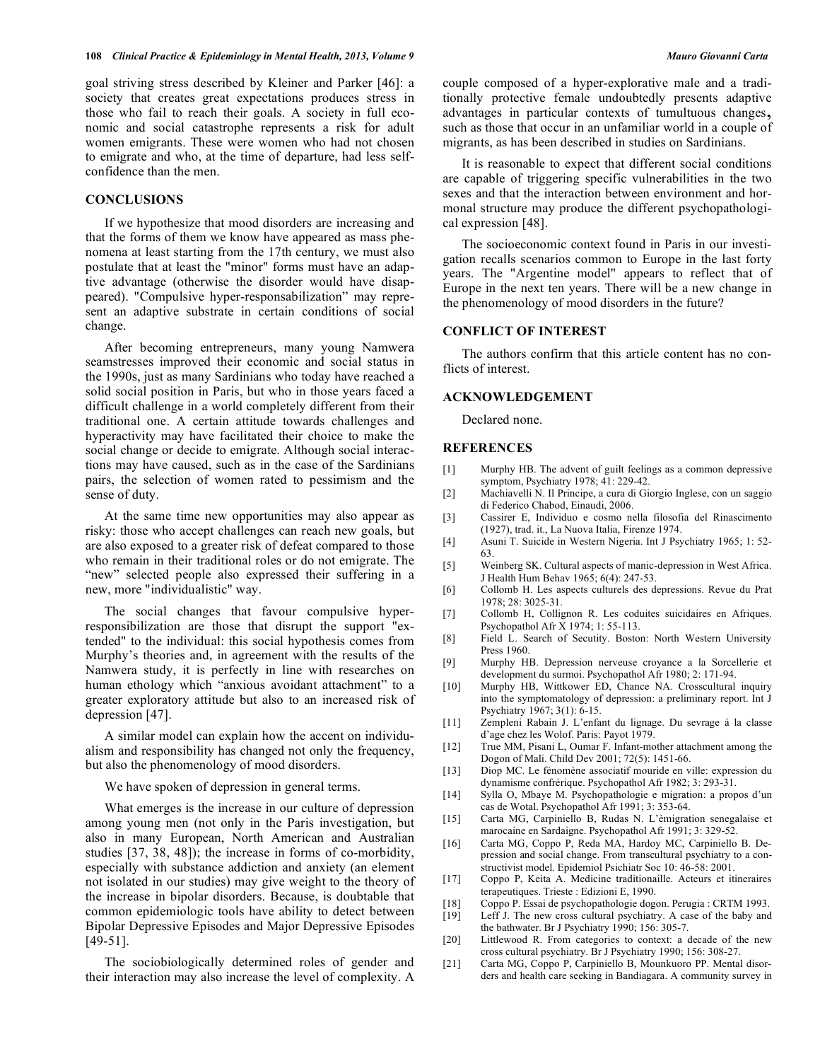goal striving stress described by Kleiner and Parker [46]: a society that creates great expectations produces stress in those who fail to reach their goals. A society in full economic and social catastrophe represents a risk for adult women emigrants. These were women who had not chosen to emigrate and who, at the time of departure, had less self-confidence than the men.

## CONCLUSIONS

If we hypothesize that mood disorders are increasing and that the forms of them we know have appeared as mass phenomena at least starting from the 17th century, we must also postulate that at least the "minor" forms must have an adaptive advantage (otherwise the disorder would have disappeared). "Compulsive hyper-responsabilization" may represent an adaptive substrate in certain conditions of social change.

After becoming entrepreneurs, many young Namwera seamstresses improved their economic and social status in the 1990s, just as many Sardinians who today have reached a solid social position in Paris, but who in those years faced a difficult challenge in a world completely different from their traditional one. A certain attitude towards challenges and hyperactivity may have facilitated their choice to make the social change or decide to emigrate. Although social interactions may have caused, such as in the case of the Sardinians pairs, the selection of women rated to pessimism and the sense of duty.

At the same time new opportunities may also appear as risky: those who accept challenges can reach new goals, but are also exposed to a greater risk of defeat compared to those who remain in their traditional roles or do not emigrate. The "new" selected people also expressed their suffering in a new, more "individualistic" way.

The social changes that favour compulsive hyper-responsibilization are those that disrupt the support "extended" to the individual: this social hypothesis comes from Murphy's theories and, in agreement with the results of the Namwera study, it is perfectly in line with researches on human ethology which "anxious avoidant attachment" to a greater exploratory attitude but also to an increased risk of depression [47].

A similar model can explain how the accent on individualism and responsibility has changed not only the frequency, but also the phenomenology of mood disorders.

We have spoken of depression in general terms.

What emerges is the increase in our culture of depression among young men (not only in the Paris investigation, but also in many European, North American and Australian studies [37, 38, 48]); the increase in forms of co-morbidity, especially with substance addiction and anxiety (an element not isolated in our studies) may give weight to the theory of the increase in bipolar disorders. Because, is doubtable that common epidemiologic tools have ability to detect between Bipolar Depressive Episodes and Major Depressive Episodes [49-51].

The sociobiologically determined roles of gender and their interaction may also increase the level of complexity. A couple composed of a hyper-explorative male and a traditionally protective female undoubtedly presents adaptive advantages in particular contexts of tumultuous changes, such as those that occur in an unfamiliar world in a couple of migrants, as has been described in studies on Sardinians.

It is reasonable to expect that different social conditions are capable of triggering specific vulnerabilities in the two sexes and that the interaction between environment and hormonal structure may produce the different psychopathological expression [48].

The socioeconomic context found in Paris in our investigation recalls scenarios common to Europe in the last forty years. The "Argentine model" appears to reflect that of Europe in the next ten years. There will be a new change in the phenomenology of mood disorders in the future?

## CONFLICT OF INTEREST

The authors confirm that this article content has no conflicts of interest.

## ACKNOWLEDGEMENT

Declared none.

## REFERENCES

[1] Murphy HB. The advent of guilt feelings as a common depressive symptom, Psychiatry 1978; 41: 229-42.

[2] Machiavelli N. Il Principe, a cura di Giorgio Inglese, con un saggio di Federico Chabod, Einaudi, 2006.

[3] Cassirer E, Individuo e cosmo nella filosofia del Rinascimento (1927), trad. it., La Nuova Italia, Firenze 1974.

[4] Asuni T. Suicide in Western Nigeria. Int J Psychiatry 1965; 1: 52-63.

[5] Weinberg SK. Cultural aspects of manic-depression in West Africa. J Health Hum Behav 1965; 6(4): 247-53.

[6] Collomb H. Les aspects culturels des depressions. Revue du Prat 1978; 28: 3025-31.

[7] Collomb H, Collignon R. Les coduites suicidaires en Afriques. Psychopathol Afr X 1974; 1: 55-113.

[8] Field L. Search of Secutity. Boston: North Western University Press 1960.

[9] Murphy HB. Depression nerveuse croyance a la Sorcellerie et development du surmoi. Psychopathol Afr 1980; 2: 171-94.

[10] Murphy HB, Wittkower ED, Chance NA. Crosscultural inquiry into the symptomatology of depression: a preliminary report. Int J Psychiatry 1967; 3(1): 6-15.

[11] Zempleni Rabain J. L'enfant du lignage. Du sevrage à la classe d'age chez les Wolof. Paris: Payot 1979.

[12] True MM, Pisani L, Oumar F. Infant-mother attachment among the Dogon of Mali. Child Dev 2001; 72(5): 1451-66.

[13] Diop MC. Le fénomène associatif mouride en ville: expression du dynamisme confrérique. Psychopathol Afr 1982; 3: 293-31.

[14] Sylla O, Mbaye M. Psychopathologie e migration: a propos d'un cas de Wotal. Psychopathol Afr 1991; 3: 353-64.

[15] Carta MG, Carpiniello B, Rudas N. L'èmigration senegalaise et marocaine en Sardaigne. Psychopathol Afr 1991; 3: 329-52.

[16] Carta MG, Coppo P, Reda MA, Hardoy MC, Carpiniello B. Depression and social change. From transcultural psychiatry to a constructivist model. Epidemiol Psichiatr Soc 10: 46-58: 2001.

[17] Coppo P, Keita A. Medicine traditionaille. Acteurs et itineraires terapeutiques. Trieste : Edizioni E, 1990.

[18] Coppo P. Essai de psychopathologie dogon. Perugia : CRTM 1993.

[19] Leff J. The new cross cultural psychiatry. A case of the baby and the bathwater. Br J Psychiatry 1990; 156: 305-7.

[20] Littlewood R. From categories to context: a decade of the new cross cultural psychiatry. Br J Psychiatry 1990; 156: 308-27.

[21] Carta MG, Coppo P, Carpiniello B, Mounkuoro PP. Mental disorders and health care seeking in Bandiagara. A community survey in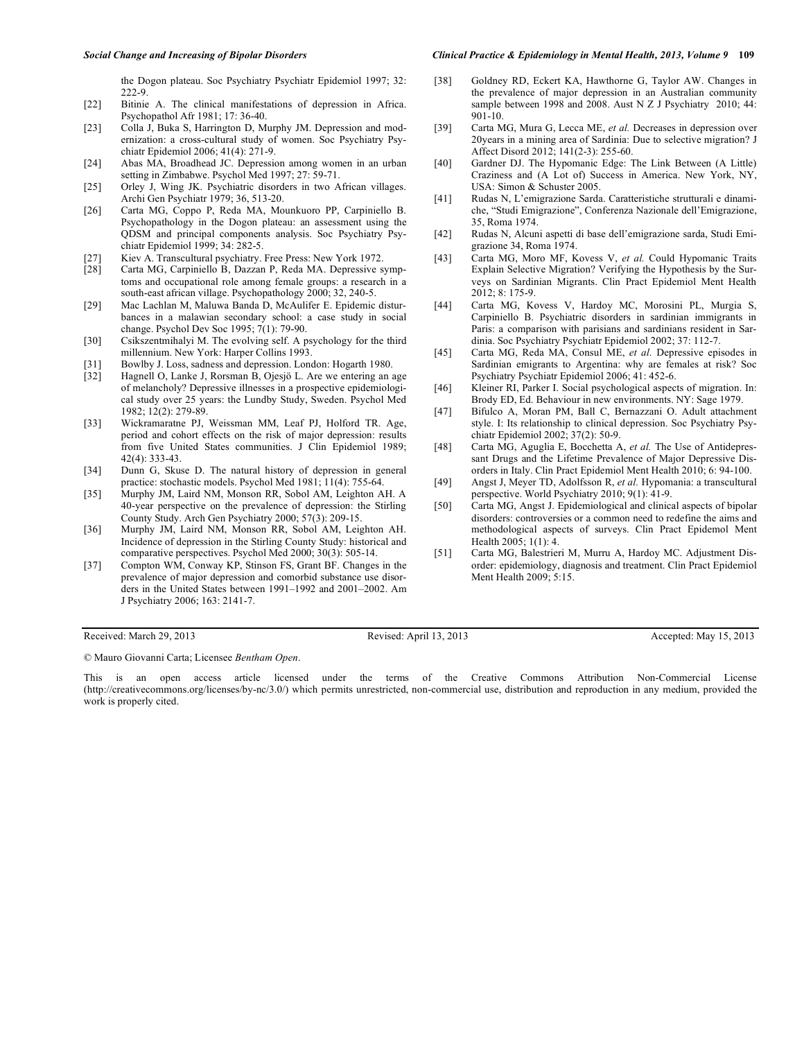the Dogon plateau. Soc Psychiatry Psychiatr Epidemiol 1997; 32: 222-9.

[22] Bitinie A. The clinical manifestations of depression in Africa. Psychopathol Afr 1981; 17: 36-40.

[23] Colla J, Buka S, Harrington D, Murphy JM. Depression and modernization: a cross-cultural study of women. Soc Psychiatry Psychiatr Epidemiol 2006; 41(4): 271-9.

[24] Abas MA, Broadhead JC. Depression among women in an urban setting in Zimbabwe. Psychol Med 1997; 27: 59-71.

[25] Orley J, Wing JK. Psychiatric disorders in two African villages. Archi Gen Psychiatr 1979; 36, 513-20.

[26] Carta MG, Coppo P, Reda MA, Mounkuoro PP, Carpiniello B. Psychopathology in the Dogon plateau: an assessment using the QDSM and principal components analysis. Soc Psychiatry Psychiatr Epidemiol 1999; 34: 282-5.

[27] Kiev A. Transcultural psychiatry. Free Press: New York 1972.

[28] Carta MG, Carpiniello B, Dazzan P, Reda MA. Depressive symptoms and occupational role among female groups: a research in a south-east african village. Psychopathology 2000; 32, 240-5.

[29] Mac Lachlan M, Maluwa Banda D, McAulifer E. Epidemic disturbances in a malawian secondary school: a case study in social change. Psychol Dev Soc 1995; 7(1): 79-90.

[30] Csikszentmihalyi M. The evolving self. A psychology for the third millennium. New York: Harper Collins 1993.

[31] Bowlby J. Loss, sadness and depression. London: Hogarth 1980.

[32] Hagnell O, Lanke J, Rorsman B, Ojesjö L. Are we entering an age of melancholy? Depressive illnesses in a prospective epidemiological study over 25 years: the Lundby Study, Sweden. Psychol Med 1982; 12(2): 279-89.

[33] Wickramaratne PJ, Weissman MM, Leaf PJ, Holford TR. Age, period and cohort effects on the risk of major depression: results from five United States communities. J Clin Epidemiol 1989; 42(4): 333-43.

[34] Dunn G, Skuse D. The natural history of depression in general practice: stochastic models. Psychol Med 1981; 11(4): 755-64.

[35] Murphy JM, Laird NM, Monson RR, Sobol AM, Leighton AH. A 40-year perspective on the prevalence of depression: the Stirling County Study. Arch Gen Psychiatry 2000; 57(3): 209-15.

[36] Murphy JM, Laird NM, Monson RR, Sobol AM, Leighton AH. Incidence of depression in the Stirling County Study: historical and comparative perspectives. Psychol Med 2000; 30(3): 505-14.

[37] Compton WM, Conway KP, Stinson FS, Grant BF. Changes in the prevalence of major depression and comorbid substance use disorders in the United States between 1991–1992 and 2001–2002. Am J Psychiatry 2006; 163: 2141-7.

[38] Goldney RD, Eckert KA, Hawthorne G, Taylor AW. Changes in the prevalence of major depression in an Australian community sample between 1998 and 2008. Aust N Z J Psychiatry 2010; 44: 901-10.

[39] Carta MG, Mura G, Lecca ME, *et al.* Decreases in depression over 20years in a mining area of Sardinia: Due to selective migration? J Affect Disord 2012; 141(2-3): 255-60.

[40] Gardner DJ. The Hypomanic Edge: The Link Between (A Little) Craziness and (A Lot of) Success in America. New York, NY, USA: Simon & Schuster 2005.

[41] Rudas N, L'emigrazione Sarda. Caratteristiche strutturali e dinamiche, "Studi Emigrazione", Conferenza Nazionale dell'Emigrazione, 35, Roma 1974.

[42] Rudas N, Alcuni aspetti di base dell'emigrazione sarda, Studi Emigrazione 34, Roma 1974.

[43] Carta MG, Moro MF, Kovess V, *et al.* Could Hypomanic Traits Explain Selective Migration? Verifying the Hypothesis by the Surveys on Sardinian Migrants. Clin Pract Epidemiol Ment Health 2012; 8: 175-9.

[44] Carta MG, Kovess V, Hardoy MC, Morosini PL, Murgia S, Carpiniello B. Psychiatric disorders in sardinian immigrants in Paris: a comparison with parisians and sardinians resident in Sardinia. Soc Psychiatry Psychiatr Epidemiol 2002; 37: 112-7.

[45] Carta MG, Reda MA, Consul ME, *et al.* Depressive episodes in Sardinian emigrants to Argentina: why are females at risk? Soc Psychiatry Psychiatr Epidemiol 2006; 41: 452-6.

[46] Kleiner RI, Parker I. Social psychological aspects of migration. In: Brody ED, Ed. Behaviour in new environments. NY: Sage 1979.

[47] Bifulco A, Moran PM, Ball C, Bernazzani O. Adult attachment style. I: Its relationship to clinical depression. Soc Psychiatry Psychiatr Epidemiol 2002; 37(2): 50-9.

[48] Carta MG, Aguglia E, Bocchetta A, *et al.* The Use of Antidepressant Drugs and the Lifetime Prevalence of Major Depressive Disorders in Italy. Clin Pract Epidemiol Ment Health 2010; 6: 94-100.

[49] Angst J, Meyer TD, Adolfsson R, *et al.* Hypomania: a transcultural perspective. World Psychiatry 2010; 9(1): 41-9.

[50] Carta MG, Angst J. Epidemiological and clinical aspects of bipolar disorders: controversies or a common need to redefine the aims and methodological aspects of surveys. Clin Pract Epidemol Ment Health 2005; 1(1): 4.

[51] Carta MG, Balestrieri M, Murru A, Hardoy MC. Adjustment Disorder: epidemiology, diagnosis and treatment. Clin Pract Epidemiol Ment Health 2009; 5:15.

Received: March 29, 2013 Revised: April 13, 2013 Accepted: May 15, 2013

© Mauro Giovanni Carta; Licensee *Bentham Open*.

This is an open access article licensed under the terms of the Creative Commons Attribution Non-Commercial License (http://creativecommons.org/licenses/by-nc/3.0/) which permits unrestricted, non-commercial use, distribution and reproduction in any medium, provided the work is properly cited.